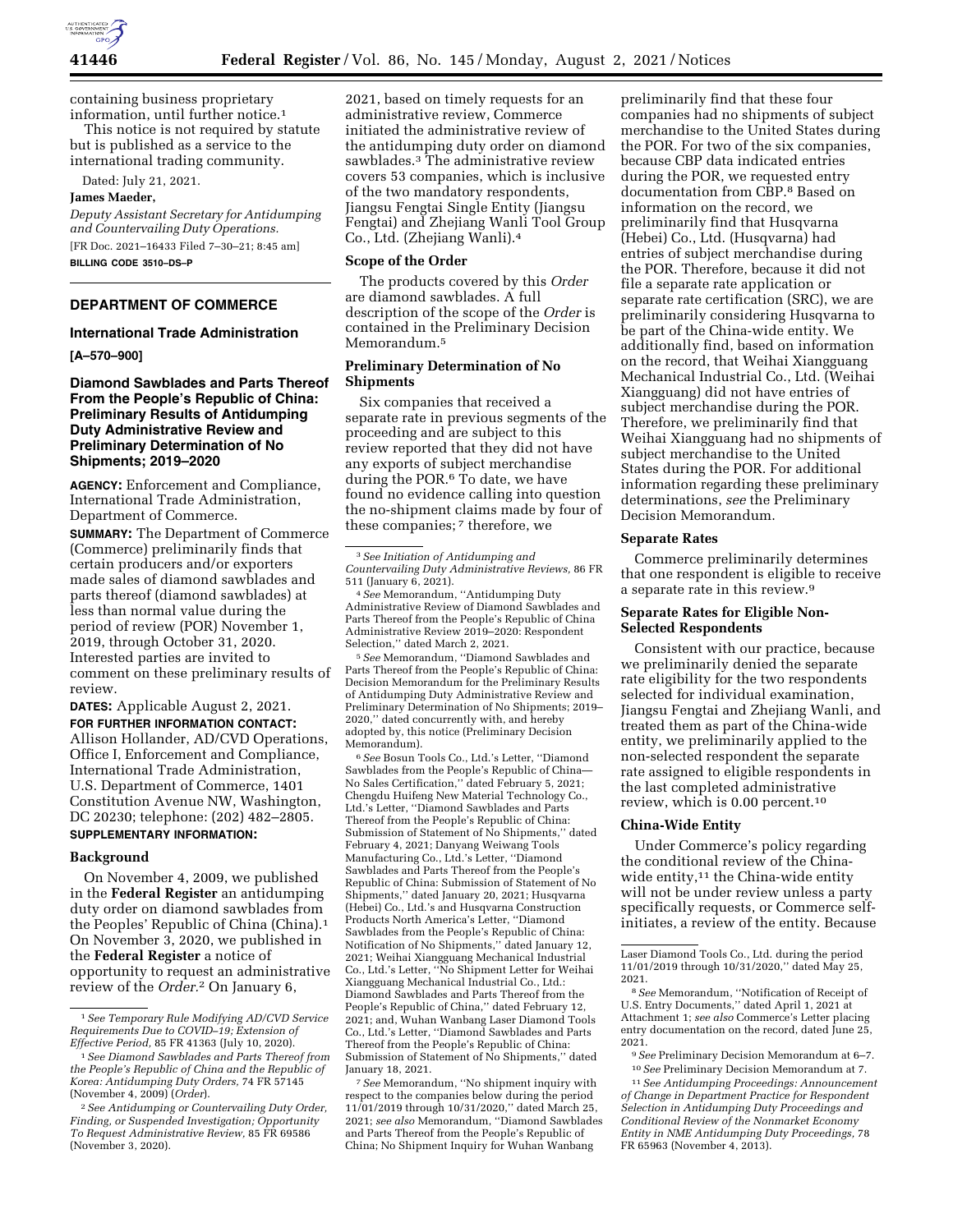containing business proprietary information, until further notice.[1]

This notice is not required by statute but is published as a service to the international trading community.

Dated: July 21, 2021.

**James Maeder,**

*Deputy Assistant Secretary for Antidumping and Countervailing Duty Operations.*

[FR Doc. 2021–16433 Filed 7–30–21; 8:45 am]

**BILLING CODE 3510–DS–P**

---

## DEPARTMENT OF COMMERCE

### International Trade Administration

**[A–570–900]**

### Diamond Sawblades and Parts Thereof From the People's Republic of China: Preliminary Results of Antidumping Duty Administrative Review and Preliminary Determination of No Shipments; 2019–2020

**AGENCY:** Enforcement and Compliance, International Trade Administration, Department of Commerce.

**SUMMARY:** The Department of Commerce (Commerce) preliminarily finds that certain producers and/or exporters made sales of diamond sawblades and parts thereof (diamond sawblades) at less than normal value during the period of review (POR) November 1, 2019, through October 31, 2020. Interested parties are invited to comment on these preliminary results of review.

**DATES:** Applicable August 2, 2021.

**FOR FURTHER INFORMATION CONTACT:** Allison Hollander, AD/CVD Operations, Office I, Enforcement and Compliance, International Trade Administration, U.S. Department of Commerce, 1401 Constitution Avenue NW, Washington, DC 20230; telephone: (202) 482–2805.

**SUPPLEMENTARY INFORMATION:**

#### Background

On November 4, 2009, we published in the **Federal Register** an antidumping duty order on diamond sawblades from the Peoples' Republic of China (China).[1] On November 3, 2020, we published in the **Federal Register** a notice of opportunity to request an administrative review of the *Order*.[2] On January 6, 2021, based on timely requests for an administrative review, Commerce initiated the administrative review of the antidumping duty order on diamond sawblades.[3] The administrative review covers 53 companies, which is inclusive of the two mandatory respondents, Jiangsu Fengtai Single Entity (Jiangsu Fengtai) and Zhejiang Wanli Tool Group Co., Ltd. (Zhejiang Wanli).[4]

#### Scope of the Order

The products covered by this *Order* are diamond sawblades. A full description of the scope of the *Order* is contained in the Preliminary Decision Memorandum.[5]

#### Preliminary Determination of No Shipments

Six companies that received a separate rate in previous segments of the proceeding and are subject to this review reported that they did not have any exports of subject merchandise during the POR.[6] To date, we have found no evidence calling into question the no-shipment claims made by four of these companies;[7] therefore, we preliminarily find that these four companies had no shipments of subject merchandise to the United States during the POR. For two of the six companies, because CBP data indicated entries during the POR, we requested entry documentation from CBP.[8] Based on information on the record, we preliminarily find that Husqvarna (Hebei) Co., Ltd. (Husqvarna) had entries of subject merchandise during the POR. Therefore, because it did not file a separate rate application or separate rate certification (SRC), we are preliminarily considering Husqvarna to be part of the China-wide entity. We additionally find, based on information on the record, that Weihai Xiangguang Mechanical Industrial Co., Ltd. (Weihai Xiangguang) did not have entries of subject merchandise during the POR. Therefore, we preliminarily find that Weihai Xiangguang had no shipments of subject merchandise to the United States during the POR. For additional information regarding these preliminary determinations, *see* the Preliminary Decision Memorandum.

#### Separate Rates

Commerce preliminarily determines that one respondent is eligible to receive a separate rate in this review.[9]

#### Separate Rates for Eligible Non-Selected Respondents

Consistent with our practice, because we preliminarily denied the separate rate eligibility for the two respondents selected for individual examination, Jiangsu Fengtai and Zhejiang Wanli, and treated them as part of the China-wide entity, we preliminarily applied to the non-selected respondent the separate rate assigned to eligible respondents in the last completed administrative review, which is 0.00 percent.[10]

#### China-Wide Entity

Under Commerce's policy regarding the conditional review of the China-wide entity,[11] the China-wide entity will not be under review unless a party specifically requests, or Commerce self-initiates, a review of the entity. Because

---

[1] *See Temporary Rule Modifying AD/CVD Service Requirements Due to COVID–19; Extension of Effective Period,* 85 FR 41363 (July 10, 2020).

[1] *See Diamond Sawblades and Parts Thereof from the People's Republic of China and the Republic of Korea: Antidumping Duty Orders,* 74 FR 57145 (November 4, 2009) (*Order*).

[2] *See Antidumping or Countervailing Duty Order, Finding, or Suspended Investigation; Opportunity To Request Administrative Review,* 85 FR 69586 (November 3, 2020).

[3] *See Initiation of Antidumping and Countervailing Duty Administrative Reviews,* 86 FR 511 (January 6, 2021).

[4] *See* Memorandum, ''Antidumping Duty Administrative Review of Diamond Sawblades and Parts Thereof from the People's Republic of China Administrative Review 2019–2020: Respondent Selection,'' dated March 2, 2021.

[5] *See* Memorandum, ''Diamond Sawblades and Parts Thereof from the People's Republic of China: Decision Memorandum for the Preliminary Results of Antidumping Duty Administrative Review and Preliminary Determination of No Shipments; 2019–2020,'' dated concurrently with, and hereby adopted by, this notice (Preliminary Decision Memorandum).

[6] *See* Bosun Tools Co., Ltd.'s Letter, ''Diamond Sawblades from the People's Republic of China—No Sales Certification,'' dated February 5, 2021; Chengdu Huifeng New Material Technology Co., Ltd.'s Letter, ''Diamond Sawblades and Parts Thereof from the People's Republic of China: Submission of Statement of No Shipments,'' dated February 4, 2021; Danyang Weiwang Tools Manufacturing Co., Ltd.'s Letter, ''Diamond Sawblades and Parts Thereof from the People's Republic of China: Submission of Statement of No Shipments,'' dated January 20, 2021; Husqvarna (Hebei) Co., Ltd.'s and Husqvarna Construction Products North America's Letter, ''Diamond Sawblades from the People's Republic of China: Notification of No Shipments,'' dated January 12, 2021; Weihai Xiangguang Mechanical Industrial Co., Ltd.'s Letter, ''No Shipment Letter for Weihai Xiangguang Mechanical Industrial Co., Ltd.: Diamond Sawblades and Parts Thereof from the People's Republic of China,'' dated February 12, 2021; and, Wuhan Wanbang Laser Diamond Tools Co., Ltd.'s Letter, ''Diamond Sawblades and Parts Thereof from the People's Republic of China: Submission of Statement of No Shipments,'' dated January 18, 2021.

[7] *See* Memorandum, ''No shipment inquiry with respect to the companies below during the period 11/01/2019 through 10/31/2020,'' dated March 25, 2021; *see also* Memorandum, ''Diamond Sawblades and Parts Thereof from the People's Republic of China; No Shipment Inquiry for Wuhan Wanbang Laser Diamond Tools Co., Ltd. during the period 11/01/2019 through 10/31/2020,'' dated May 25, 2021.

[8] *See* Memorandum, ''Notification of Receipt of U.S. Entry Documents,'' dated April 1, 2021 at Attachment 1; *see also* Commerce's Letter placing entry documentation on the record, dated June 25, 2021.

[9] *See* Preliminary Decision Memorandum at 6–7.

[10] *See* Preliminary Decision Memorandum at 7.

[11] *See Antidumping Proceedings: Announcement of Change in Department Practice for Respondent Selection in Antidumping Duty Proceedings and Conditional Review of the Nonmarket Economy Entity in NME Antidumping Duty Proceedings,* 78 FR 65963 (November 4, 2013).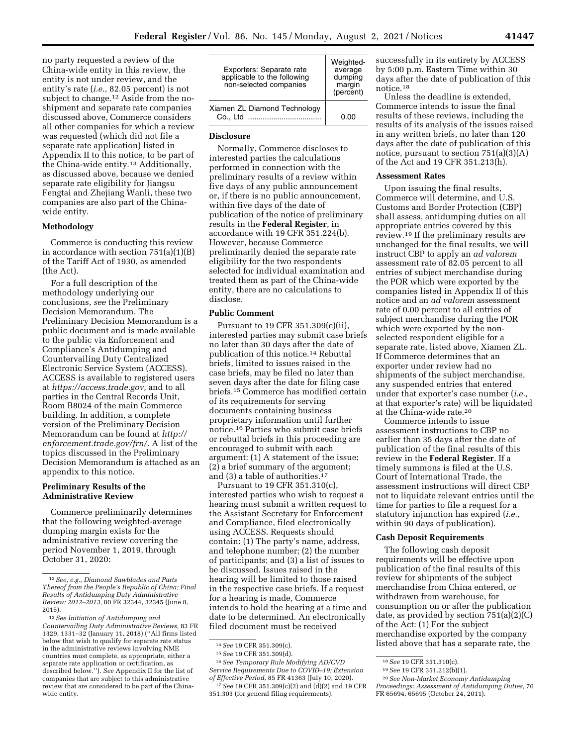no party requested a review of the China-wide entity in this review, the entity is not under review, and the entity's rate (*i.e.,* 82.05 percent) is not subject to change.[12] Aside from the no-shipment and separate rate companies discussed above, Commerce considers all other companies for which a review was requested (which did not file a separate rate application) listed in Appendix II to this notice, to be part of the China-wide entity.[13] Additionally, as discussed above, because we denied separate rate eligibility for Jiangsu Fengtai and Zhejiang Wanli, these two companies are also part of the China-wide entity.

## Methodology

Commerce is conducting this review in accordance with section 751(a)(1)(B) of the Tariff Act of 1930, as amended (the Act).

For a full description of the methodology underlying our conclusions, *see* the Preliminary Decision Memorandum. The Preliminary Decision Memorandum is a public document and is made available to the public via Enforcement and Compliance's Antidumping and Countervailing Duty Centralized Electronic Service System (ACCESS). ACCESS is available to registered users at *https://access.trade.gov,* and to all parties in the Central Records Unit, Room B8024 of the main Commerce building. In addition, a complete version of the Preliminary Decision Memorandum can be found at *http://enforcement.trade.gov/frn/.* A list of the topics discussed in the Preliminary Decision Memorandum is attached as an appendix to this notice.

## Preliminary Results of the Administrative Review

Commerce preliminarily determines that the following weighted-average dumping margin exists for the administrative review covering the period November 1, 2019, through October 31, 2020:

| Exporters: Separate rate applicable to the following non-selected companies | Weighted-average dumping margin (percent) |
| --- | --- |
| Xiamen ZL Diamond Technology Co., Ltd | 0.00 |

## Disclosure

Normally, Commerce discloses to interested parties the calculations performed in connection with the preliminary results of a review within five days of any public announcement or, if there is no public announcement, within five days of the date of publication of the notice of preliminary results in the **Federal Register**, in accordance with 19 CFR 351.224(b). However, because Commerce preliminarily denied the separate rate eligibility for the two respondents selected for individual examination and treated them as part of the China-wide entity, there are no calculations to disclose.

## Public Comment

Pursuant to 19 CFR 351.309(c)(ii), interested parties may submit case briefs no later than 30 days after the date of publication of this notice.[14] Rebuttal briefs, limited to issues raised in the case briefs, may be filed no later than seven days after the date for filing case briefs.[15] Commerce has modified certain of its requirements for serving documents containing business proprietary information until further notice.[16] Parties who submit case briefs or rebuttal briefs in this proceeding are encouraged to submit with each argument: (1) A statement of the issue; (2) a brief summary of the argument; and (3) a table of authorities.[17]

Pursuant to 19 CFR 351.310(c), interested parties who wish to request a hearing must submit a written request to the Assistant Secretary for Enforcement and Compliance, filed electronically using ACCESS. Requests should contain: (1) The party's name, address, and telephone number; (2) the number of participants; and (3) a list of issues to be discussed. Issues raised in the hearing will be limited to those raised in the respective case briefs. If a request for a hearing is made, Commerce intends to hold the hearing at a time and date to be determined. An electronically filed document must be received successfully in its entirety by ACCESS by 5:00 p.m. Eastern Time within 30 days after the date of publication of this notice.[18]

Unless the deadline is extended, Commerce intends to issue the final results of these reviews, including the results of its analysis of the issues raised in any written briefs, no later than 120 days after the date of publication of this notice, pursuant to section 751(a)(3)(A) of the Act and 19 CFR 351.213(h).

## Assessment Rates

Upon issuing the final results, Commerce will determine, and U.S. Customs and Border Protection (CBP) shall assess, antidumping duties on all appropriate entries covered by this review.[19] If the preliminary results are unchanged for the final results, we will instruct CBP to apply an *ad valorem* assessment rate of 82.05 percent to all entries of subject merchandise during the POR which were exported by the companies listed in Appendix II of this notice and an *ad valorem* assessment rate of 0.00 percent to all entries of subject merchandise during the POR which were exported by the non-selected respondent eligible for a separate rate, listed above, Xiamen ZL. If Commerce determines that an exporter under review had no shipments of the subject merchandise, any suspended entries that entered under that exporter's case number (*i.e.,* at that exporter's rate) will be liquidated at the China-wide rate.[20]

Commerce intends to issue assessment instructions to CBP no earlier than 35 days after the date of publication of the final results of this review in the **Federal Register**. If a timely summons is filed at the U.S. Court of International Trade, the assessment instructions will direct CBP not to liquidate relevant entries until the time for parties to file a request for a statutory injunction has expired (*i.e.,* within 90 days of publication).

## Cash Deposit Requirements

The following cash deposit requirements will be effective upon publication of the final results of this review for shipments of the subject merchandise from China entered, or withdrawn from warehouse, for consumption on or after the publication date, as provided by section 751(a)(2)(C) of the Act: (1) For the subject merchandise exported by the company listed above that has a separate rate, the

---

[12] *See, e.g., Diamond Sawblades and Parts Thereof from the People's Republic of China; Final Results of Antidumping Duty Administrative Review; 2012–2013,* 80 FR 32344, 32345 (June 8, 2015).

[13] *See Initiation of Antidumping and Countervailing Duty Administrative Reviews,* 83 FR 1329, 1331–32 (January 11, 2018) ("All firms listed below that wish to qualify for separate rate status in the administrative reviews involving NME countries must complete, as appropriate, either a separate rate application or certification, as described below."). *See* Appendix II for the list of companies that are subject to this administrative review that are considered to be part of the China-wide entity.

[14] *See* 19 CFR 351.309(c).

[15] *See* 19 CFR 351.309(d).

[16] *See Temporary Rule Modifying AD/CVD Service Requirements Due to COVID–19; Extension of Effective Period,* 85 FR 41363 (July 10, 2020).

[17] *See* 19 CFR 351.309(c)(2) and (d)(2) and 19 CFR 351.303 (for general filing requirements).

[18] *See* 19 CFR 351.310(c).

[19] *See* 19 CFR 351.212(b)(1).

[20] *See Non-Market Economy Antidumping Proceedings: Assessment of Antidumping Duties,* 76 FR 65694, 65695 (October 24, 2011).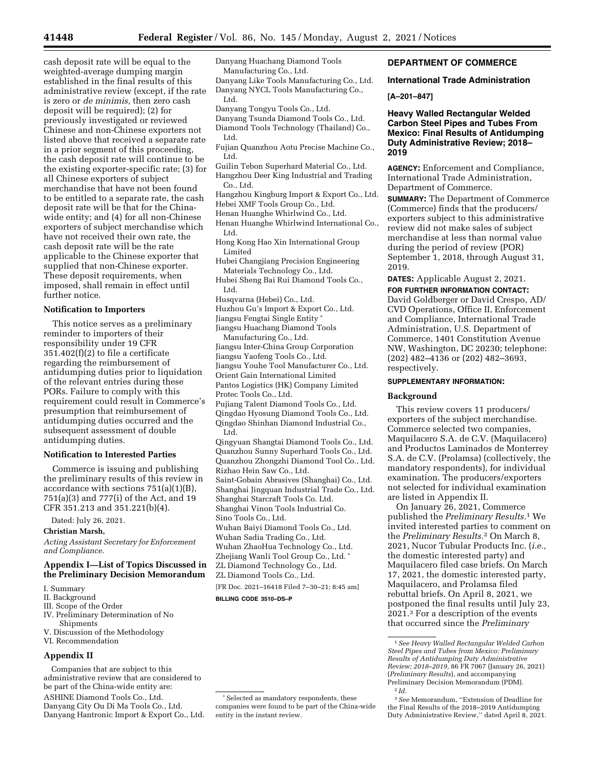cash deposit rate will be equal to the weighted-average dumping margin established in the final results of this administrative review (except, if the rate is zero or *de minimis,* then zero cash deposit will be required); (2) for previously investigated or reviewed Chinese and non-Chinese exporters not listed above that received a separate rate in a prior segment of this proceeding, the cash deposit rate will continue to be the existing exporter-specific rate; (3) for all Chinese exporters of subject merchandise that have not been found to be entitled to a separate rate, the cash deposit rate will be that for the China-wide entity; and (4) for all non-Chinese exporters of subject merchandise which have not received their own rate, the cash deposit rate will be the rate applicable to the Chinese exporter that supplied that non-Chinese exporter. These deposit requirements, when imposed, shall remain in effect until further notice.

**Notification to Importers**

This notice serves as a preliminary reminder to importers of their responsibility under 19 CFR 351.402(f)(2) to file a certificate regarding the reimbursement of antidumping duties prior to liquidation of the relevant entries during these PORs. Failure to comply with this requirement could result in Commerce's presumption that reimbursement of antidumping duties occurred and the subsequent assessment of double antidumping duties.

**Notification to Interested Parties**

Commerce is issuing and publishing the preliminary results of this review in accordance with sections 751(a)(1)(B), 751(a)(3) and 777(i) of the Act, and 19 CFR 351.213 and 351.221(b)(4).

Dated: July 26, 2021.

**Christian Marsh,**

*Acting Assistant Secretary for Enforcement and Compliance.*

## Appendix I—List of Topics Discussed in the Preliminary Decision Memorandum

I. Summary
II. Background
III. Scope of the Order
IV. Preliminary Determination of No Shipments
V. Discussion of the Methodology
VI. Recommendation

## Appendix II

Companies that are subject to this administrative review that are considered to be part of the China-wide entity are:

ASHINE Diamond Tools Co., Ltd.
Danyang City Ou Di Ma Tools Co., Ltd.
Danyang Hantronic Import & Export Co., Ltd.
Danyang Huachang Diamond Tools Manufacturing Co., Ltd.
Danyang Like Tools Manufacturing Co., Ltd.
Danyang NYCL Tools Manufacturing Co., Ltd.
Danyang Tongyu Tools Co., Ltd.
Danyang Tsunda Diamond Tools Co., Ltd.
Diamond Tools Technology (Thailand) Co., Ltd.
Fujian Quanzhou Aotu Precise Machine Co., Ltd.
Guilin Tebon Superhard Material Co., Ltd.
Hangzhou Deer King Industrial and Trading Co., Ltd.
Hangzhou Kingburg Import & Export Co., Ltd.
Hebei XMF Tools Group Co., Ltd.
Henan Huanghe Whirlwind Co., Ltd.
Henan Huanghe Whirlwind International Co., Ltd.
Hong Kong Hao Xin International Group Limited
Hubei Changjiang Precision Engineering Materials Technology Co., Ltd.
Hubei Sheng Bai Rui Diamond Tools Co., Ltd.
Husqvarna (Hebei) Co., Ltd.
Huzhou Gu's Import & Export Co., Ltd.
Jiangsu Fengtai Single Entity *
Jiangsu Huachang Diamond Tools Manufacturing Co., Ltd.
Jiangsu Inter-China Group Corporation
Jiangsu Yaofeng Tools Co., Ltd.
Jiangsu Youhe Tool Manufacturer Co., Ltd.
Orient Gain International Limited
Pantos Logistics (HK) Company Limited
Protec Tools Co., Ltd.
Pujiang Talent Diamond Tools Co., Ltd.
Qingdao Hyosung Diamond Tools Co., Ltd.
Qingdao Shinhan Diamond Industrial Co., Ltd.
Qingyuan Shangtai Diamond Tools Co., Ltd.
Quanzhou Sunny Superhard Tools Co., Ltd.
Quanzhou Zhongzhi Diamond Tool Co., Ltd.
Rizhao Hein Saw Co., Ltd.
Saint-Gobain Abrasives (Shanghai) Co., Ltd.
Shanghai Jingquan Industrial Trade Co., Ltd.
Shanghai Starcraft Tools Co. Ltd.
Shanghai Vinon Tools Industrial Co.
Sino Tools Co., Ltd.
Wuhan Baiyi Diamond Tools Co., Ltd.
Wuhan Sadia Trading Co., Ltd.
Wuhan ZhaoHua Technology Co., Ltd.
Zhejiang Wanli Tool Group Co., Ltd. *
ZL Diamond Technology Co., Ltd.
ZL Diamond Tools Co., Ltd.

\* Selected as mandatory respondents, these companies were found to be part of the China-wide entity in the instant review.

[FR Doc. 2021–16418 Filed 7–30–21; 8:45 am]

**BILLING CODE 3510–DS–P**

## DEPARTMENT OF COMMERCE

### International Trade Administration

**[A–201–847]**

### Heavy Walled Rectangular Welded Carbon Steel Pipes and Tubes From Mexico: Final Results of Antidumping Duty Administrative Review; 2018–2019

**AGENCY:** Enforcement and Compliance, International Trade Administration, Department of Commerce.

**SUMMARY:** The Department of Commerce (Commerce) finds that the producers/exporters subject to this administrative review did not make sales of subject merchandise at less than normal value during the period of review (POR) September 1, 2018, through August 31, 2019.

**DATES:** Applicable August 2, 2021.

**FOR FURTHER INFORMATION CONTACT:** David Goldberger or David Crespo, AD/CVD Operations, Office II, Enforcement and Compliance, International Trade Administration, U.S. Department of Commerce, 1401 Constitution Avenue NW, Washington, DC 20230; telephone: (202) 482–4136 or (202) 482–3693, respectively.

**SUPPLEMENTARY INFORMATION:**

**Background**

This review covers 11 producers/exporters of the subject merchandise. Commerce selected two companies, Maquilacero S.A. de C.V. (Maquilacero) and Productos Laminados de Monterrey S.A. de C.V. (Prolamsa) (collectively, the mandatory respondents), for individual examination. The producers/exporters not selected for individual examination are listed in Appendix II.

On January 26, 2021, Commerce published the *Preliminary Results.*[1] We invited interested parties to comment on the *Preliminary Results.*[2] On March 8, 2021, Nucor Tubular Products Inc. (*i.e.,* the domestic interested party) and Maquilacero filed case briefs. On March 17, 2021, the domestic interested party, Maquilacero, and Prolamsa filed rebuttal briefs. On April 8, 2021, we postponed the final results until July 23, 2021.[3] For a description of the events that occurred since the *Preliminary*

[1] *See Heavy Walled Rectangular Welded Carbon Steel Pipes and Tubes from Mexico: Preliminary Results of Antidumping Duty Administrative Review; 2018–2019,* 86 FR 7067 (January 26, 2021) (*Preliminary Results*), and accompanying Preliminary Decision Memorandum (PDM).

[2] *Id.*

[3] *See* Memorandum, "Extension of Deadline for the Final Results of the 2018–2019 Antidumping Duty Administrative Review," dated April 8, 2021.